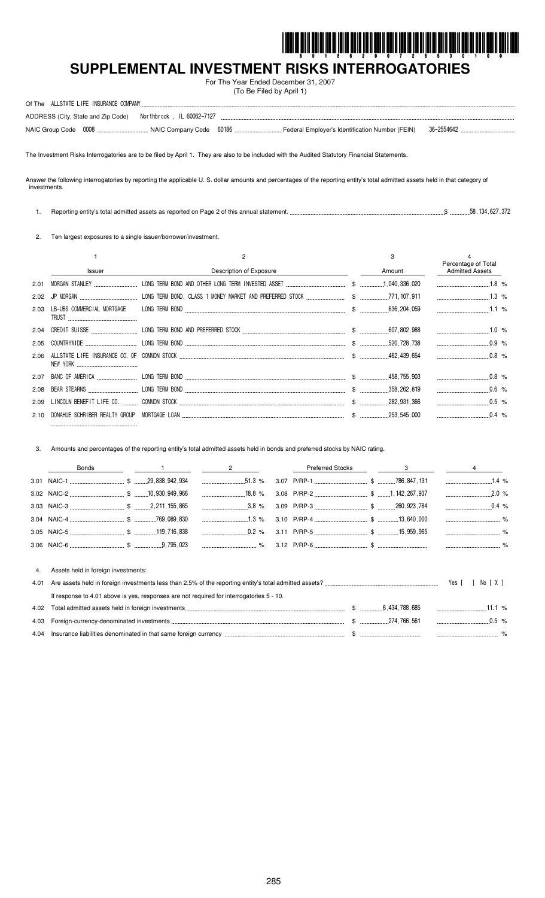# SUPPLEMENTAL INVESTMENT RISKS INTERROGATORIES

For The Year Ended December 31, 2007
(To Be Filed by April 1)

Of The ALLSTATE LIFE INSURANCE COMPANY

ADDRESS (City, State and Zip Code) Northbrook , IL 60062-7127

NAIC Group Code 0008 NAIC Company Code 60186 Federal Employer's Identification Number (FEIN) 36-2554642

The Investment Risks Interrogatories are to be filed by April 1. They are also to be included with the Audited Statutory Financial Statements.

Answer the following interrogatories by reporting the applicable U. S. dollar amounts and percentages of the reporting entity's total admitted assets held in that category of investments.

1. Reporting entity's total admitted assets as reported on Page 2 of this annual statement. $ 58,134,627,372

2. Ten largest exposures to a single issuer/borrower/investment.

| | 1<br>Issuer | 2<br>Description of Exposure | 3<br>Amount | 4<br>Percentage of Total Admitted Assets |
|---|---|---|---|---|
| 2.01 | MORGAN STANLEY | LONG TERM BOND AND OTHER LONG TERM INVESTED ASSET | $ 1,040,336,020 | 1.8 % |
| 2.02 | JP MORGAN | LONG TERM BOND, CLASS 1 MONEY MARKET AND PREFERRED STOCK | $ 771,107,911 | 1.3 % |
| 2.03 | LB-UBS COMMERCIAL MORTGAGE TRUST | LONG TERM BOND | $ 636,204,059 | 1.1 % |
| 2.04 | CREDIT SUISSE | LONG TERM BOND AND PREFERRED STOCK | $ 607,802,988 | 1.0 % |
| 2.05 | COUNTRYWIDE | LONG TERM BOND | $ 520,728,738 | 0.9 % |
| 2.06 | ALLSTATE LIFE INSURANCE CO. OF NEW YORK | COMMON STOCK | $ 462,439,654 | 0.8 % |
| 2.07 | BANC OF AMERICA | LONG TERM BOND | $ 458,755,903 | 0.8 % |
| 2.08 | BEAR STEARNS | LONG TERM BOND | $ 358,262,819 | 0.6 % |
| 2.09 | LINCOLN BENEFIT LIFE CO. | COMMON STOCK | $ 282,931,366 | 0.5 % |
| 2.10 | DONAHUE SCHRIBER REALTY GROUP | MORTGAGE LOAN | $ 253,545,000 | 0.4 % |

3. Amounts and percentages of the reporting entity's total admitted assets held in bonds and preferred stocks by NAIC rating.

| Bonds | 1 | 2 | Preferred Stocks | 3 | 4 |
|---|---|---|---|---|---|
| 3.01 NAIC-1 | $ 29,838,942,934 | 51.3 % | 3.07 P/RP-1 | $ 786,847,131 | 1.4 % |
| 3.02 NAIC-2 | $ 10,930,949,966 | 18.8 % | 3.08 P/RP-2 | $ 1,142,267,937 | 2.0 % |
| 3.03 NAIC-3 | $ 2,211,155,865 | 3.8 % | 3.09 P/RP-3 | $ 260,923,784 | 0.4 % |
| 3.04 NAIC-4 | $ 769,089,830 | 1.3 % | 3.10 P/RP-4 | $ 13,640,000 | % |
| 3.05 NAIC-5 | $ 119,716,838 | 0.2 % | 3.11 P/RP-5 | $ 15,959,965 | % |
| 3.06 NAIC-6 | $ 9,795,023 | % | 3.12 P/RP-6 | $ | % |

4. Assets held in foreign investments:

| | | | |
|---|---|---|---|
| 4.01 | Are assets held in foreign investments less than 2.5% of the reporting entity's total admitted assets? | | Yes [ ] No [ X ] |
| | If response to 4.01 above is yes, responses are not required for interrogatories 5 - 10. | | |
| 4.02 | Total admitted assets held in foreign investments | $ 6,434,788,685 | 11.1 % |
| 4.03 | Foreign-currency-denominated investments | $ 274,766,561 | 0.5 % |
| 4.04 | Insurance liabilities denominated in that same foreign currency | $ | % |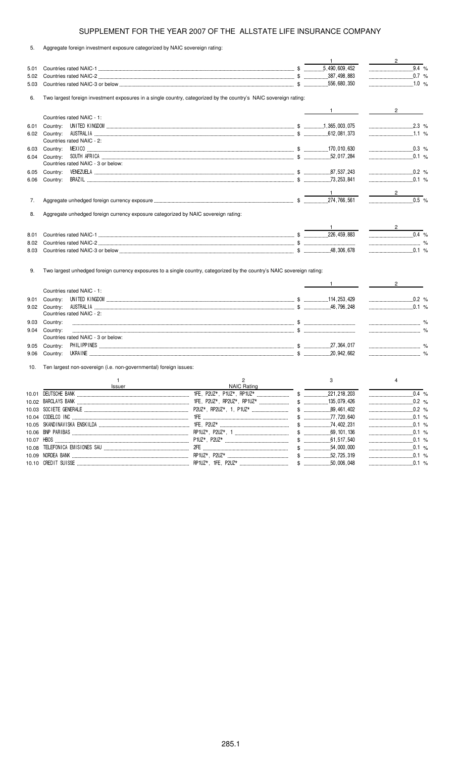# SUPPLEMENT FOR THE YEAR 2007 OF THE ALLSTATE LIFE INSURANCE COMPANY

5. Aggregate foreign investment exposure categorized by NAIC sovereign rating:

| | | 1 | 2 |
|---|---|---|---|
| 5.01 | Countries rated NAIC-1 | $ 5,490,609,452 | 9.4 % |
| 5.02 | Countries rated NAIC-2 | $ 387,498,883 | 0.7 % |
| 5.03 | Countries rated NAIC-3 or below | $ 556,680,350 | 1.0 % |

6. Two largest foreign investment exposures in a single country, categorized by the country's NAIC sovereign rating:

| | | 1 | 2 |
|---|---|---|---|
| | Countries rated NAIC - 1: | | |
| 6.01 | Country: UNITED KINGDOM | $ 1,365,003,075 | 2.3 % |
| 6.02 | Country: AUSTRALIA | $ 612,081,373 | 1.1 % |
| | Countries rated NAIC - 2: | | |
| 6.03 | Country: MEXICO | $ 170,010,630 | 0.3 % |
| 6.04 | Country: SOUTH AFRICA | $ 52,017,284 | 0.1 % |
| | Countries rated NAIC - 3 or below: | | |
| 6.05 | Country: VENEZUELA | $ 87,537,243 | 0.2 % |
| 6.06 | Country: BRAZIL | $ 73,253,841 | 0.1 % |

| | | 1 | 2 |
|---|---|---|---|
| 7. | Aggregate unhedged foreign currency exposure | $ 274,766,561 | 0.5 % |

8. Aggregate unhedged foreign currency exposure categorized by NAIC sovereign rating:

| | | 1 | 2 |
|---|---|---|---|
| 8.01 | Countries rated NAIC-1 | $ 226,459,883 | 0.4 % |
| 8.02 | Countries rated NAIC-2 | $ | % |
| 8.03 | Countries rated NAIC-3 or below | $ 48,306,678 | 0.1 % |

9. Two largest unhedged foreign currency exposures to a single country, categorized by the country's NAIC sovereign rating:

| | | 1 | 2 |
|---|---|---|---|
| | Countries rated NAIC - 1: | | |
| 9.01 | Country: UNITED KINGDOM | $ 114,253,429 | 0.2 % |
| 9.02 | Country: AUSTRALIA | $ 46,796,248 | 0.1 % |
| | Countries rated NAIC - 2: | | |
| 9.03 | Country: | $ | % |
| 9.04 | Country: | $ | % |
| | Countries rated NAIC - 3 or below: | | |
| 9.05 | Country: PHILIPPINES | $ 27,364,017 | % |
| 9.06 | Country: UKRAINE | $ 20,942,662 | % |

10. Ten largest non-sovereign (i.e. non-governmental) foreign issues:

| | 1<br>Issuer | 2<br>NAIC Rating | 3 | 4 |
|---|---|---|---|---|
| 10.01 | DEUTSCHE BANK | 1FE, P2UZ*, P1UZ*, RP1UZ* | $ 221,218,203 | 0.4 % |
| 10.02 | BARCLAYS BANK | 1FE, P2UZ*, RP2UZ*, RP1UZ* | $ 135,079,426 | 0.2 % |
| 10.03 | SOCIETE GENERALE | P2UZ*, RP2UZ*, 1, P1UZ* | $ 89,461,402 | 0.2 % |
| 10.04 | CODELCO INC | 1FE | $ 77,720,640 | 0.1 % |
| 10.05 | SKANDINAVISKA ENSKILDA | 1FE, P2UZ* | $ 74,402,231 | 0.1 % |
| 10.06 | BNP PARIBAS | RP1UZ*, P2UZ*, 1 | $ 69,101,136 | 0.1 % |
| 10.07 | HBOS | P1UZ*, P2UZ* | $ 61,517,540 | 0.1 % |
| 10.08 | TELEFONICA EMISIONES SAU | 2FE | $ 54,000,000 | 0.1 % |
| 10.09 | NORDEA BANK | RP1UZ*, P2UZ* | $ 52,725,319 | 0.1 % |
| 10.10 | CREDIT SUISSE | RP1UZ*, 1FE, P2UZ* | $ 50,006,048 | 0.1 % |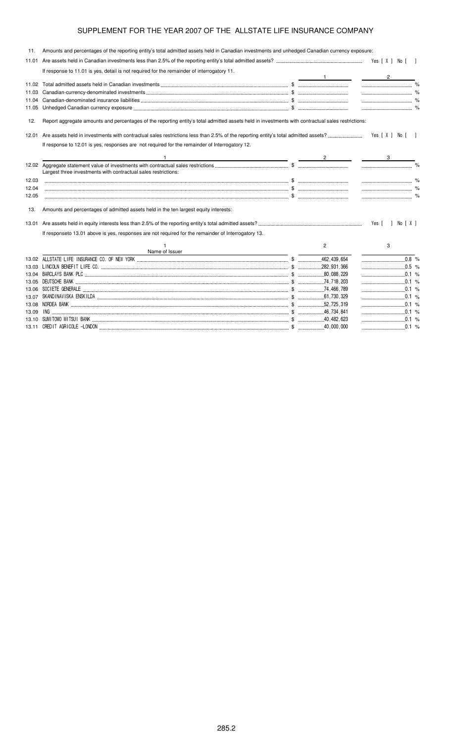# SUPPLEMENT FOR THE YEAR 2007 OF THE ALLSTATE LIFE INSURANCE COMPANY

11. Amounts and percentages of the reporting entity's total admitted assets held in Canadian investments and unhedged Canadian currency exposure:

11.01 Are assets held in Canadian investments less than 2.5% of the reporting entity's total admitted assets? Yes [ X ] No [ ]

If response to 11.01 is yes, detail is not required for the remainder of interrogatory 11.

| | | 1 | 2 |
|---|---|---|---|
| 11.02 | Total admitted assets held in Canadian investments | $ | % |
| 11.03 | Canadian-currency-denominated investments | $ | % |
| 11.04 | Canadian-denominated insurance liabilities | $ | % |
| 11.05 | Unhedged Canadian currency exposure | $ | % |

12. Report aggregate amounts and percentages of the reporting entity's total admitted assets held in investments with contractual sales restrictions:

12.01 Are assets held in investments with contractual sales restrictions less than 2.5% of the reporting entity's total admitted assets? Yes [ X ] No [ ]

If response to 12.01 is yes, responses are not required for the remainder of Interrogatory 12.

| | 1 | 2 | 3 |
|---|---|---|---|
| 12.02 | Aggregate statement value of investments with contractual sales restrictions | $ | % |
| | Largest three investments with contractual sales restrictions: | | |
| 12.03 | | $ | % |
| 12.04 | | $ | % |
| 12.05 | | $ | % |

13. Amounts and percentages of admitted assets held in the ten largest equity interests:

13.01 Are assets held in equity interests less than 2.5% of the reporting entity's total admitted assets? Yes [ ] No [ X ]

If responseto 13.01 above is yes, responses are not required for the remainder of Interrogatory 13.

| | 1<br>Name of Issuer | 2 | 3 |
|---|---|---|---|
| 13.02 | ALLSTATE LIFE INSURANCE CO. OF NEW YORK | $ 462,439,654 | 0.8 % |
| 13.03 | LINCOLN BENEFIT LIFE CO. | $ 282,931,366 | 0.5 % |
| 13.04 | BARCLAYS BANK PLC | $ 80,088,229 | 0.1 % |
| 13.05 | DEUTSCHE BANK | $ 74,718,203 | 0.1 % |
| 13.06 | SOCIETE GENERALE | $ 74,466,789 | 0.1 % |
| 13.07 | SKANDINAVISKA ENSKILDA | $ 61,730,329 | 0.1 % |
| 13.08 | NORDEA BANK | $ 52,725,319 | 0.1 % |
| 13.09 | ING | $ 46,734,841 | 0.1 % |
| 13.10 | SUMITOMO MITSUI BANK | $ 40,482,623 | 0.1 % |
| 13.11 | CREDIT AGRICOLE -LONDON | $ 40,000,000 | 0.1 % |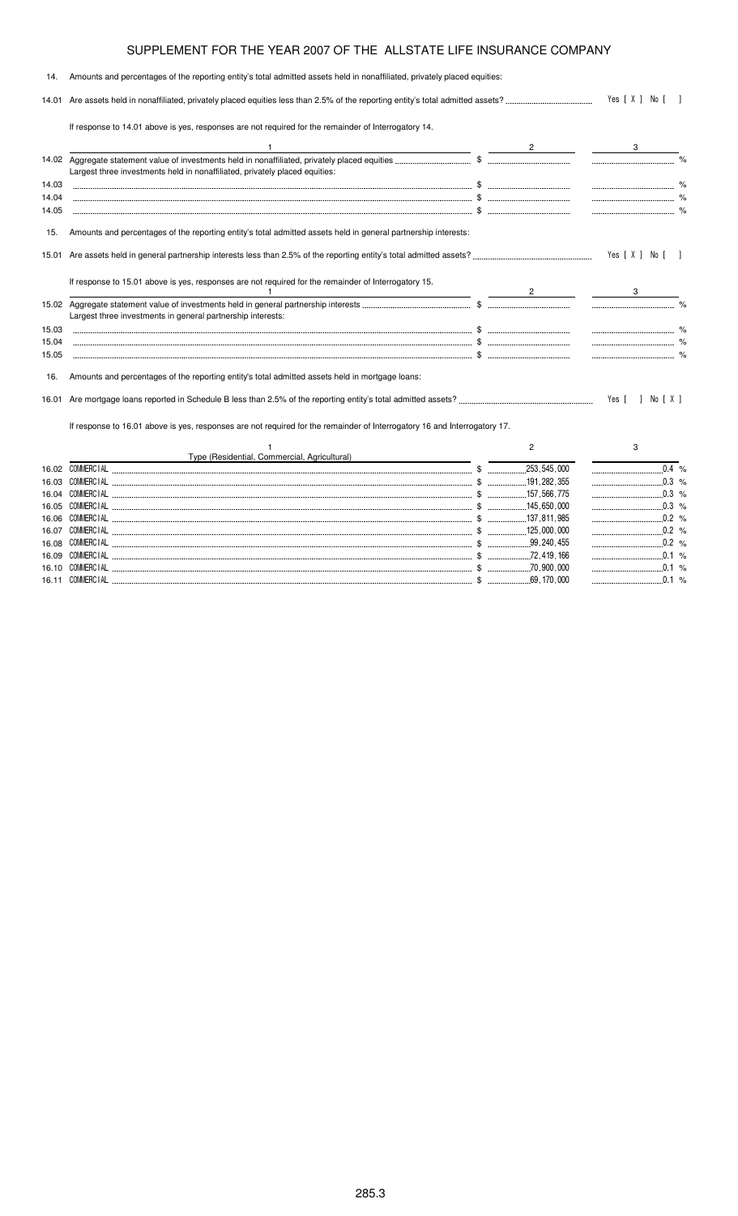# SUPPLEMENT FOR THE YEAR 2007 OF THE ALLSTATE LIFE INSURANCE COMPANY

14. Amounts and percentages of the reporting entity's total admitted assets held in nonaffiliated, privately placed equities:

14.01 Are assets held in nonaffiliated, privately placed equities less than 2.5% of the reporting entity's total admitted assets? Yes [ X ] No [ ]

If response to 14.01 above is yes, responses are not required for the remainder of Interrogatory 14.

| | 1 | 2 | 3 |
|---|---|---|---|
| 14.02 | Aggregate statement value of investments held in nonaffiliated, privately placed equities | $ | % |
| | Largest three investments held in nonaffiliated, privately placed equities: | | |
| 14.03 | | $ | % |
| 14.04 | | $ | % |
| 14.05 | | $ | % |

15. Amounts and percentages of the reporting entity's total admitted assets held in general partnership interests:

15.01 Are assets held in general partnership interests less than 2.5% of the reporting entity's total admitted assets? Yes [ X ] No [ ]

If response to 15.01 above is yes, responses are not required for the remainder of Interrogatory 15.

| | 1 | 2 | 3 |
|---|---|---|---|
| 15.02 | Aggregate statement value of investments held in general partnership interests | $ | % |
| | Largest three investments in general partnership interests: | | |
| 15.03 | | $ | % |
| 15.04 | | $ | % |
| 15.05 | | $ | % |

16. Amounts and percentages of the reporting entity's total admitted assets held in mortgage loans:

16.01 Are mortgage loans reported in Schedule B less than 2.5% of the reporting entity's total admitted assets? Yes [ ] No [ X ]

If response to 16.01 above is yes, responses are not required for the remainder of Interrogatory 16 and Interrogatory 17.

| | 1<br>Type (Residential, Commercial, Agricultural) | 2 | 3 |
|---|---|---|---|
| 16.02 | COMMERCIAL | $ 253,545,000 | 0.4 % |
| 16.03 | COMMERCIAL | $ 191,282,355 | 0.3 % |
| 16.04 | COMMERCIAL | $ 157,566,775 | 0.3 % |
| 16.05 | COMMERCIAL | $ 145,650,000 | 0.3 % |
| 16.06 | COMMERCIAL | $ 137,811,985 | 0.2 % |
| 16.07 | COMMERCIAL | $ 125,000,000 | 0.2 % |
| 16.08 | COMMERCIAL | $ 99,240,455 | 0.2 % |
| 16.09 | COMMERCIAL | $ 72,419,166 | 0.1 % |
| 16.10 | COMMERCIAL | $ 70,900,000 | 0.1 % |
| 16.11 | COMMERCIAL | $ 69,170,000 | 0.1 % |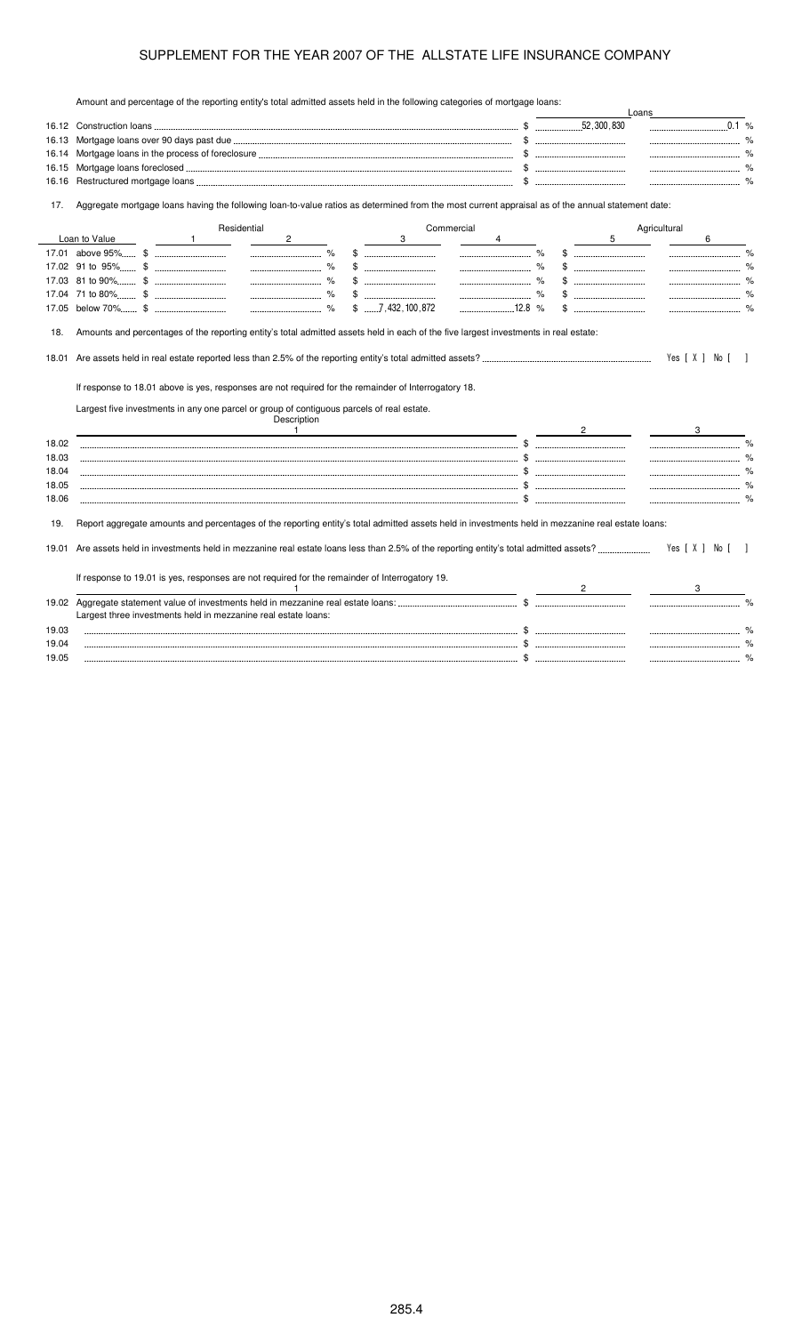## SUPPLEMENT FOR THE YEAR 2007 OF THE ALLSTATE LIFE INSURANCE COMPANY

Amount and percentage of the reporting entity's total admitted assets held in the following categories of mortgage loans:

| | | Loans | |
|---|---|---|---|
| 16.12 | Construction loans | $ 52,300,830 | 0.1 % |
| 16.13 | Mortgage loans over 90 days past due | $ | % |
| 16.14 | Mortgage loans in the process of foreclosure | $ | % |
| 16.15 | Mortgage loans foreclosed | $ | % |
| 16.16 | Restructured mortgage loans | $ | % |

17. Aggregate mortgage loans having the following loan-to-value ratios as determined from the most current appraisal as of the annual statement date:

| Loan to Value | Residential 1 | Residential 2 | Commercial 3 | Commercial 4 | Agricultural 5 | Agricultural 6 |
|---|---|---|---|---|---|---|
| 17.01 above 95% | $ | % | $ | % | $ | % |
| 17.02 91 to 95% | $ | % | $ | % | $ | % |
| 17.03 81 to 90% | $ | % | $ | % | $ | % |
| 17.04 71 to 80% | $ | % | $ | % | $ | % |
| 17.05 below 70% | $ | % | $ 7,432,100,872 | 12.8 % | $ | % |

18. Amounts and percentages of the reporting entity's total admitted assets held in each of the five largest investments in real estate:

18.01 Are assets held in real estate reported less than 2.5% of the reporting entity's total admitted assets? Yes [ X ] No [ ]

If response to 18.01 above is yes, responses are not required for the remainder of Interrogatory 18.

Largest five investments in any one parcel or group of contiguous parcels of real estate.

| | Description 1 | 2 | 3 |
|---|---|---|---|
| 18.02 | | $ | % |
| 18.03 | | $ | % |
| 18.04 | | $ | % |
| 18.05 | | $ | % |
| 18.06 | | $ | % |

19. Report aggregate amounts and percentages of the reporting entity's total admitted assets held in investments held in mezzanine real estate loans:

19.01 Are assets held in investments held in mezzanine real estate loans less than 2.5% of the reporting entity's total admitted assets? Yes [ X ] No [ ]

If response to 19.01 is yes, responses are not required for the remainder of Interrogatory 19.

| | 1 | 2 | 3 |
|---|---|---|---|
| 19.02 | Aggregate statement value of investments held in mezzanine real estate loans: | $ | % |
| | Largest three investments held in mezzanine real estate loans: | | |
| 19.03 | | $ | % |
| 19.04 | | $ | % |
| 19.05 | | $ | % |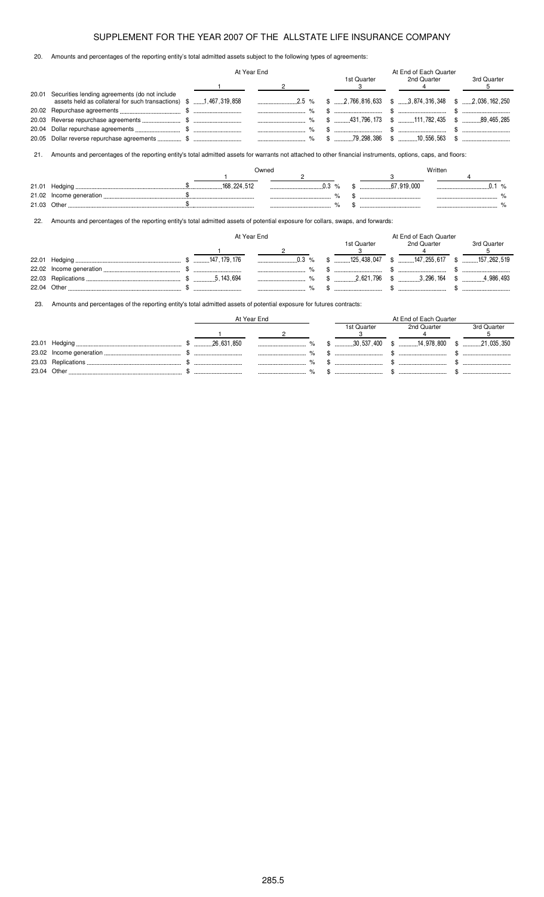# SUPPLEMENT FOR THE YEAR 2007 OF THE ALLSTATE LIFE INSURANCE COMPANY

20. Amounts and percentages of the reporting entity's total admitted assets subject to the following types of agreements:

| | At Year End | | At End of Each Quarter | | |
|---|---|---|---|---|---|
| | | | 1st Quarter | 2nd Quarter | 3rd Quarter |
| | 1 | 2 | 3 | 4 | 5 |
| 20.01 Securities lending agreements (do not include assets held as collateral for such transactions) | $ 1,467,319,858 | 2.5 % | $ 2,766,816,633 | $ 3,874,316,348 | $ 2,036,162,250 |
| 20.02 Repurchase agreements | $ | % | $ | $ | $ |
| 20.03 Reverse repurchase agreements | $ | % | $ 431,796,173 | $ 111,782,435 | $ 89,465,285 |
| 20.04 Dollar repurchase agreements | $ | % | $ | $ | $ |
| 20.05 Dollar reverse repurchase agreements | $ | % | $ 79,298,386 | $ 10,556,563 | $ |

21. Amounts and percentages of the reporting entity's total admitted assets for warrants not attached to other financial instruments, options, caps, and floors:

| | Owned | | Written | |
|---|---|---|---|---|
| | 1 | 2 | 3 | 4 |
| 21.01 Hedging | $ 168,224,512 | 0.3 % | $ 67,919,000 | 0.1 % |
| 21.02 Income generation | $ | % | $ | % |
| 21.03 Other | $ | % | $ | % |

22. Amounts and percentages of the reporting entity's total admitted assets of potential exposure for collars, swaps, and forwards:

| | At Year End | | At End of Each Quarter | | |
|---|---|---|---|---|---|
| | | | 1st Quarter | 2nd Quarter | 3rd Quarter |
| | 1 | 2 | 3 | 4 | 5 |
| 22.01 Hedging | $ 147,179,176 | 0.3 % | $ 125,438,047 | $ 147,255,617 | $ 157,262,519 |
| 22.02 Income generation | $ | % | $ | $ | $ |
| 22.03 Replications | $ 5,143,694 | % | $ 2,621,796 | $ 3,296,164 | $ 4,986,493 |
| 22.04 Other | $ | % | $ | $ | $ |

23. Amounts and percentages of the reporting entity's total admitted assets of potential exposure for futures contracts:

| | At Year End | | At End of Each Quarter | | |
|---|---|---|---|---|---|
| | | | 1st Quarter | 2nd Quarter | 3rd Quarter |
| | 1 | 2 | 3 | 4 | 5 |
| 23.01 Hedging | $ 26,631,850 | % | $ 30,537,400 | $ 14,978,800 | $ 21,035,350 |
| 23.02 Income generation | $ | % | $ | $ | $ |
| 23.03 Replications | $ | % | $ | $ | $ |
| 23.04 Other | $ | % | $ | $ | $ |